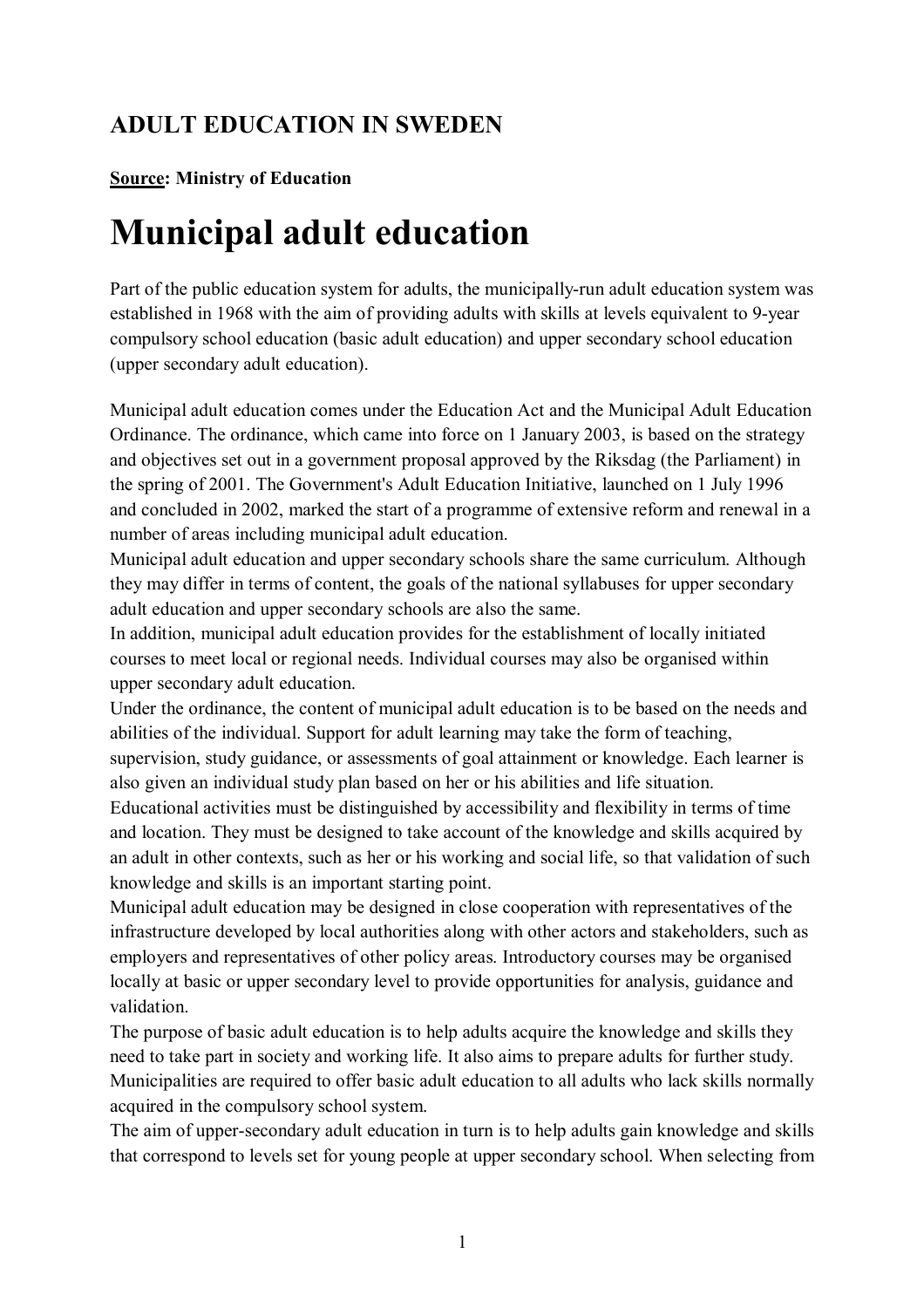## ADULT EDUCATION IN SWEDEN

**<u>Source</u>: Ministry of Education**

# Municipal adult education

Part of the public education system for adults, the municipally-run adult education system was established in 1968 with the aim of providing adults with skills at levels equivalent to 9-year compulsory school education (basic adult education) and upper secondary school education (upper secondary adult education).

Municipal adult education comes under the Education Act and the Municipal Adult Education Ordinance. The ordinance, which came into force on 1 January 2003, is based on the strategy and objectives set out in a government proposal approved by the Riksdag (the Parliament) in the spring of 2001. The Government's Adult Education Initiative, launched on 1 July 1996 and concluded in 2002, marked the start of a programme of extensive reform and renewal in a number of areas including municipal adult education.

Municipal adult education and upper secondary schools share the same curriculum. Although they may differ in terms of content, the goals of the national syllabuses for upper secondary adult education and upper secondary schools are also the same.

In addition, municipal adult education provides for the establishment of locally initiated courses to meet local or regional needs. Individual courses may also be organised within upper secondary adult education.

Under the ordinance, the content of municipal adult education is to be based on the needs and abilities of the individual. Support for adult learning may take the form of teaching, supervision, study guidance, or assessments of goal attainment or knowledge. Each learner is also given an individual study plan based on her or his abilities and life situation.

Educational activities must be distinguished by accessibility and flexibility in terms of time and location. They must be designed to take account of the knowledge and skills acquired by an adult in other contexts, such as her or his working and social life, so that validation of such knowledge and skills is an important starting point.

Municipal adult education may be designed in close cooperation with representatives of the infrastructure developed by local authorities along with other actors and stakeholders, such as employers and representatives of other policy areas. Introductory courses may be organised locally at basic or upper secondary level to provide opportunities for analysis, guidance and validation.

The purpose of basic adult education is to help adults acquire the knowledge and skills they need to take part in society and working life. It also aims to prepare adults for further study. Municipalities are required to offer basic adult education to all adults who lack skills normally acquired in the compulsory school system.

The aim of upper-secondary adult education in turn is to help adults gain knowledge and skills that correspond to levels set for young people at upper secondary school. When selecting from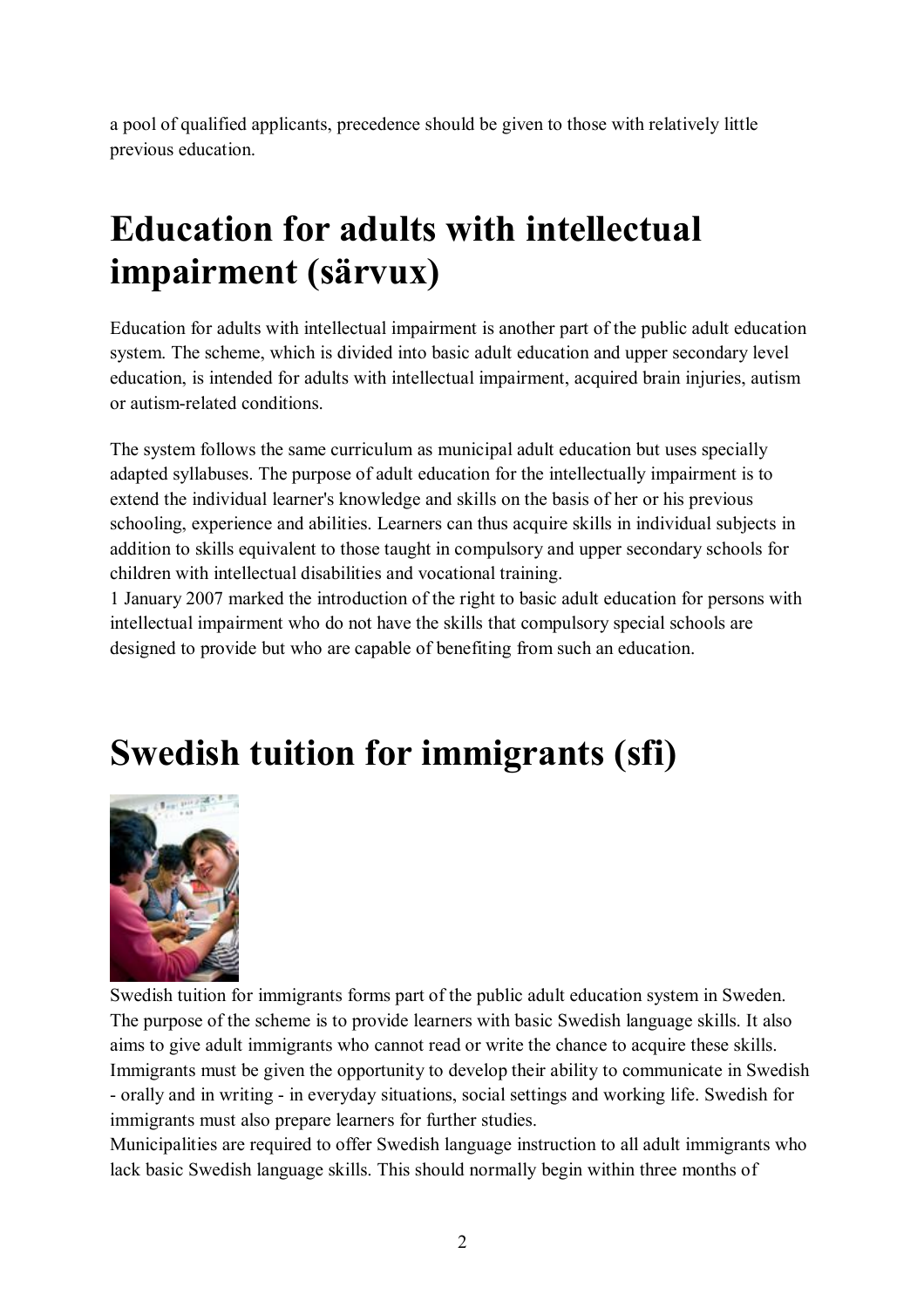a pool of qualified applicants, precedence should be given to those with relatively little previous education.

# Education for adults with intellectual impairment (särvux)

Education for adults with intellectual impairment is another part of the public adult education system. The scheme, which is divided into basic adult education and upper secondary level education, is intended for adults with intellectual impairment, acquired brain injuries, autism or autism-related conditions.

The system follows the same curriculum as municipal adult education but uses specially adapted syllabuses. The purpose of adult education for the intellectually impairment is to extend the individual learner's knowledge and skills on the basis of her or his previous schooling, experience and abilities. Learners can thus acquire skills in individual subjects in addition to skills equivalent to those taught in compulsory and upper secondary schools for children with intellectual disabilities and vocational training.
1 January 2007 marked the introduction of the right to basic adult education for persons with intellectual impairment who do not have the skills that compulsory special schools are designed to provide but who are capable of benefiting from such an education.

# Swedish tuition for immigrants (sfi)

Swedish tuition for immigrants forms part of the public adult education system in Sweden. The purpose of the scheme is to provide learners with basic Swedish language skills. It also aims to give adult immigrants who cannot read or write the chance to acquire these skills. Immigrants must be given the opportunity to develop their ability to communicate in Swedish - orally and in writing - in everyday situations, social settings and working life. Swedish for immigrants must also prepare learners for further studies.
Municipalities are required to offer Swedish language instruction to all adult immigrants who lack basic Swedish language skills. This should normally begin within three months of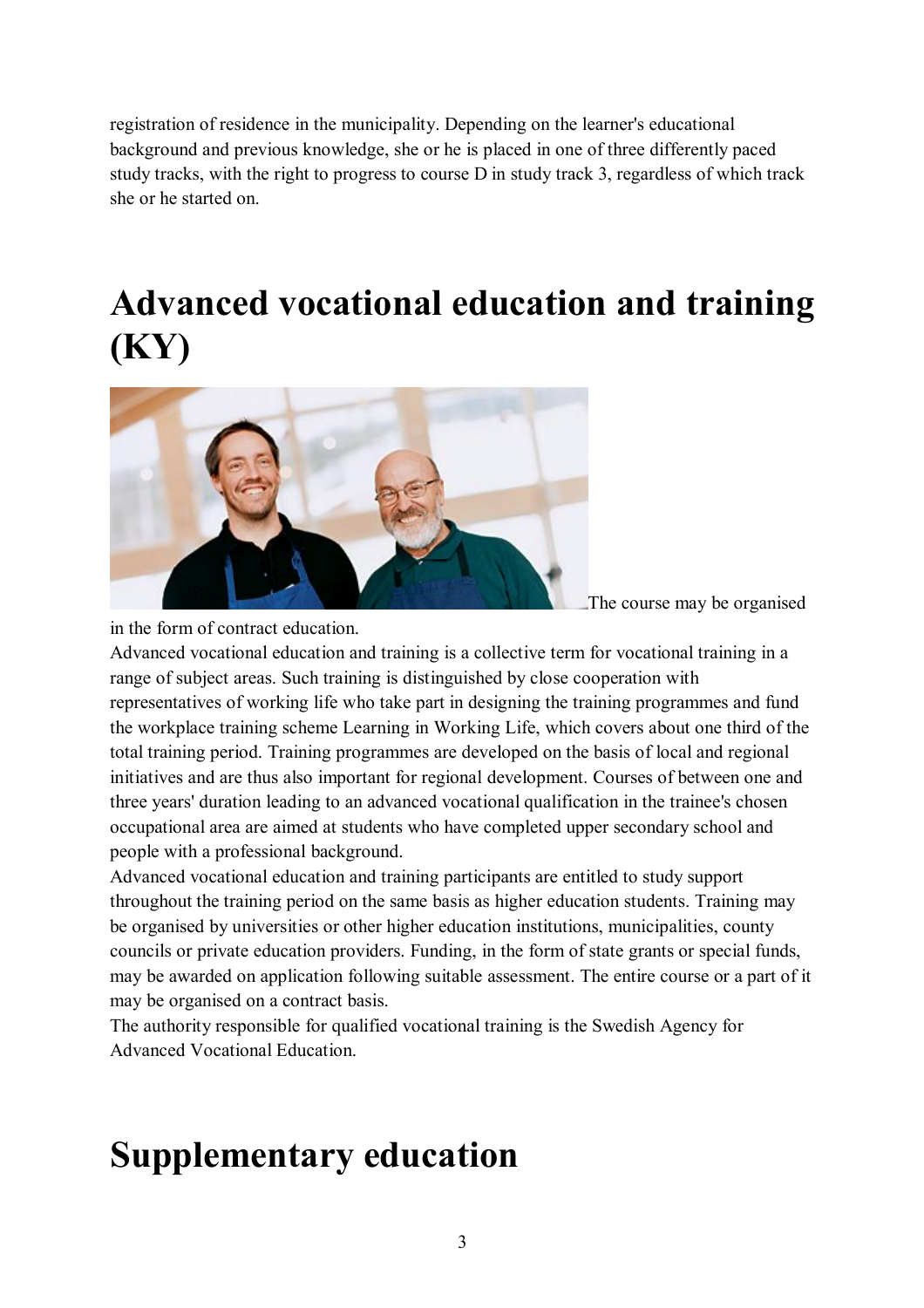registration of residence in the municipality. Depending on the learner's educational background and previous knowledge, she or he is placed in one of three differently paced study tracks, with the right to progress to course D in study track 3, regardless of which track she or he started on.

# Advanced vocational education and training (KY)

The course may be organised in the form of contract education.

Advanced vocational education and training is a collective term for vocational training in a range of subject areas. Such training is distinguished by close cooperation with representatives of working life who take part in designing the training programmes and fund the workplace training scheme Learning in Working Life, which covers about one third of the total training period. Training programmes are developed on the basis of local and regional initiatives and are thus also important for regional development. Courses of between one and three years' duration leading to an advanced vocational qualification in the trainee's chosen occupational area are aimed at students who have completed upper secondary school and people with a professional background.

Advanced vocational education and training participants are entitled to study support throughout the training period on the same basis as higher education students. Training may be organised by universities or other higher education institutions, municipalities, county councils or private education providers. Funding, in the form of state grants or special funds, may be awarded on application following suitable assessment. The entire course or a part of it may be organised on a contract basis.

The authority responsible for qualified vocational training is the Swedish Agency for Advanced Vocational Education.

# Supplementary education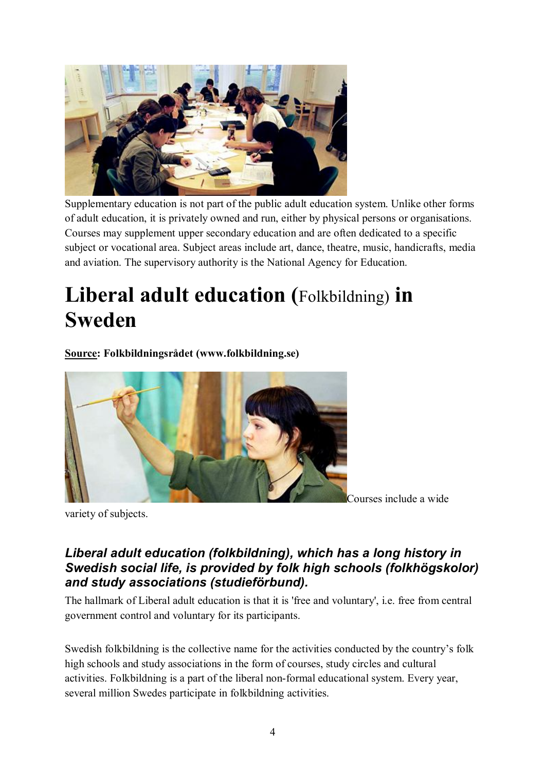Supplementary education is not part of the public adult education system. Unlike other forms of adult education, it is privately owned and run, either by physical persons or organisations. Courses may supplement upper secondary education and are often dedicated to a specific subject or vocational area. Subject areas include art, dance, theatre, music, handicrafts, media and aviation. The supervisory authority is the National Agency for Education.

# Liberal adult education (Folkbildning) in Sweden

**Source: Folkbildningsrådet (www.folkbildning.se)**

Courses include a wide variety of subjects.

### *Liberal adult education (folkbildning), which has a long history in Swedish social life, is provided by folk high schools (folkhögskolor) and study associations (studieförbund).*

The hallmark of Liberal adult education is that it is 'free and voluntary', i.e. free from central government control and voluntary for its participants.

Swedish folkbildning is the collective name for the activities conducted by the country's folk high schools and study associations in the form of courses, study circles and cultural activities. Folkbildning is a part of the liberal non-formal educational system. Every year, several million Swedes participate in folkbildning activities.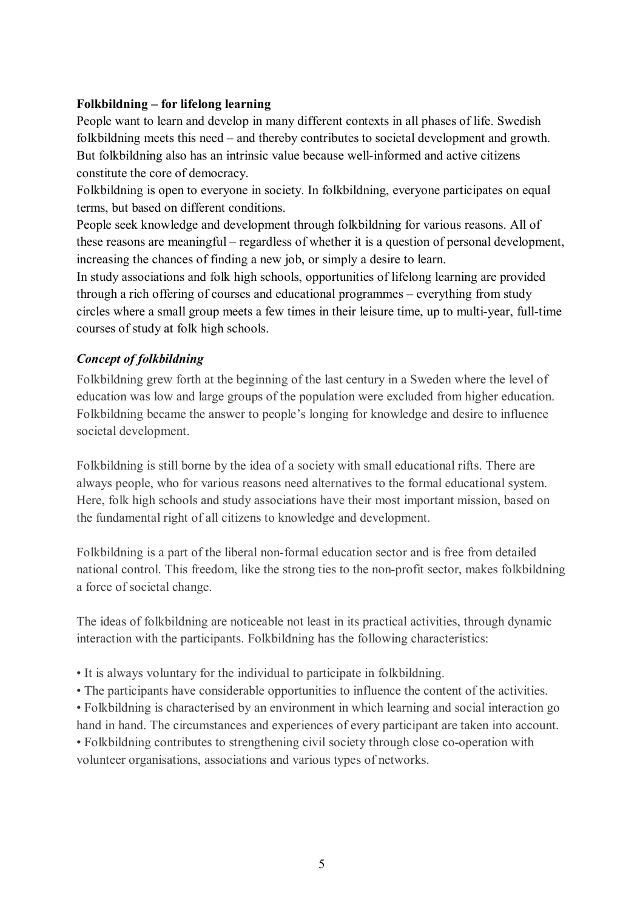**Folkbildning – for lifelong learning**

People want to learn and develop in many different contexts in all phases of life. Swedish folkbildning meets this need – and thereby contributes to societal development and growth. But folkbildning also has an intrinsic value because well-informed and active citizens constitute the core of democracy.

Folkbildning is open to everyone in society. In folkbildning, everyone participates on equal terms, but based on different conditions.

People seek knowledge and development through folkbildning for various reasons. All of these reasons are meaningful – regardless of whether it is a question of personal development, increasing the chances of finding a new job, or simply a desire to learn.

In study associations and folk high schools, opportunities of lifelong learning are provided through a rich offering of courses and educational programmes – everything from study circles where a small group meets a few times in their leisure time, up to multi-year, full-time courses of study at folk high schools.

***Concept of folkbildning***

Folkbildning grew forth at the beginning of the last century in a Sweden where the level of education was low and large groups of the population were excluded from higher education. Folkbildning became the answer to people's longing for knowledge and desire to influence societal development.

Folkbildning is still borne by the idea of a society with small educational rifts. There are always people, who for various reasons need alternatives to the formal educational system. Here, folk high schools and study associations have their most important mission, based on the fundamental right of all citizens to knowledge and development.

Folkbildning is a part of the liberal non-formal education sector and is free from detailed national control. This freedom, like the strong ties to the non-profit sector, makes folkbildning a force of societal change.

The ideas of folkbildning are noticeable not least in its practical activities, through dynamic interaction with the participants. Folkbildning has the following characteristics:

- It is always voluntary for the individual to participate in folkbildning.
- The participants have considerable opportunities to influence the content of the activities.
- Folkbildning is characterised by an environment in which learning and social interaction go hand in hand. The circumstances and experiences of every participant are taken into account.
- Folkbildning contributes to strengthening civil society through close co-operation with volunteer organisations, associations and various types of networks.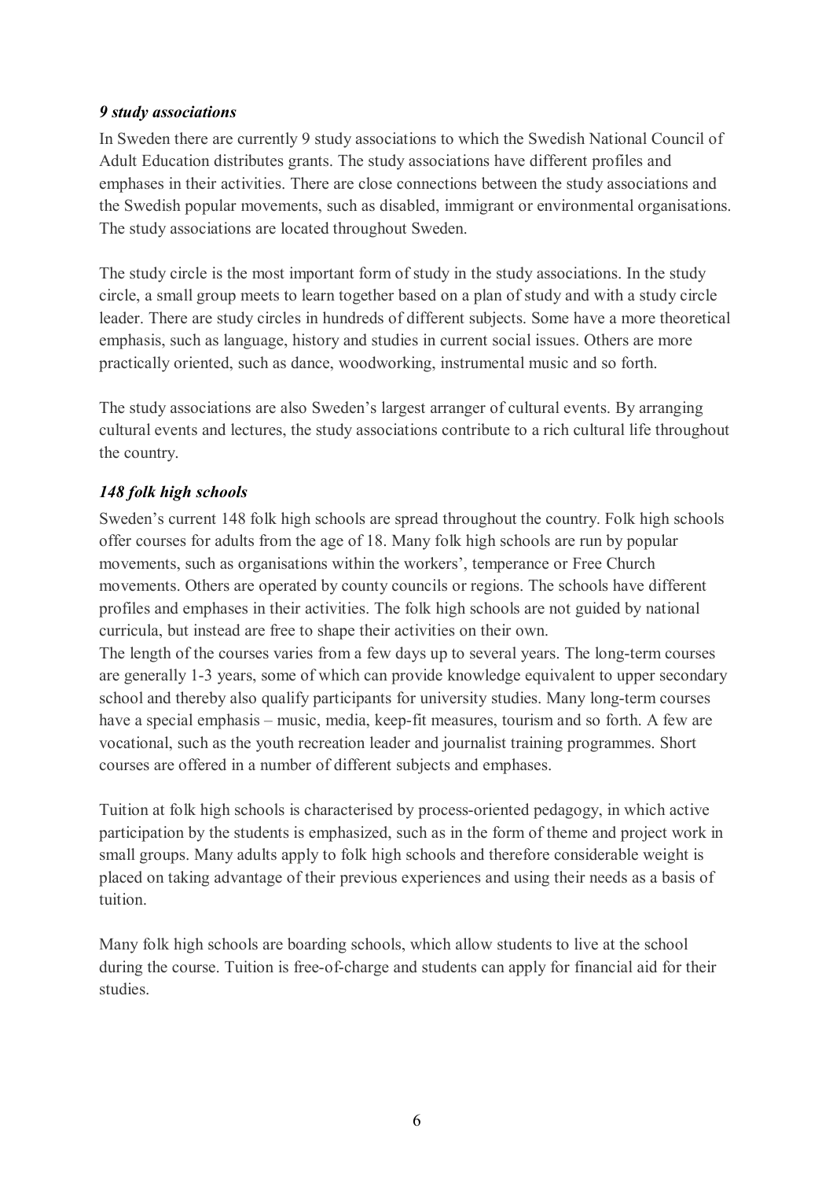### *9 study associations*

In Sweden there are currently 9 study associations to which the Swedish National Council of Adult Education distributes grants. The study associations have different profiles and emphases in their activities. There are close connections between the study associations and the Swedish popular movements, such as disabled, immigrant or environmental organisations. The study associations are located throughout Sweden.

The study circle is the most important form of study in the study associations. In the study circle, a small group meets to learn together based on a plan of study and with a study circle leader. There are study circles in hundreds of different subjects. Some have a more theoretical emphasis, such as language, history and studies in current social issues. Others are more practically oriented, such as dance, woodworking, instrumental music and so forth.

The study associations are also Sweden's largest arranger of cultural events. By arranging cultural events and lectures, the study associations contribute to a rich cultural life throughout the country.

### *148 folk high schools*

Sweden's current 148 folk high schools are spread throughout the country. Folk high schools offer courses for adults from the age of 18. Many folk high schools are run by popular movements, such as organisations within the workers', temperance or Free Church movements. Others are operated by county councils or regions. The schools have different profiles and emphases in their activities. The folk high schools are not guided by national curricula, but instead are free to shape their activities on their own.

The length of the courses varies from a few days up to several years. The long-term courses are generally 1-3 years, some of which can provide knowledge equivalent to upper secondary school and thereby also qualify participants for university studies. Many long-term courses have a special emphasis – music, media, keep-fit measures, tourism and so forth. A few are vocational, such as the youth recreation leader and journalist training programmes. Short courses are offered in a number of different subjects and emphases.

Tuition at folk high schools is characterised by process-oriented pedagogy, in which active participation by the students is emphasized, such as in the form of theme and project work in small groups. Many adults apply to folk high schools and therefore considerable weight is placed on taking advantage of their previous experiences and using their needs as a basis of tuition.

Many folk high schools are boarding schools, which allow students to live at the school during the course. Tuition is free-of-charge and students can apply for financial aid for their studies.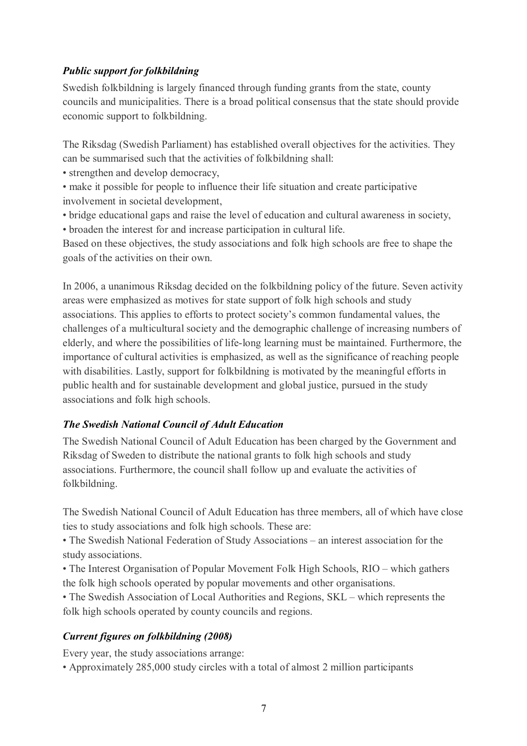### *Public support for folkbildning*

Swedish folkbildning is largely financed through funding grants from the state, county councils and municipalities. There is a broad political consensus that the state should provide economic support to folkbildning.

The Riksdag (Swedish Parliament) has established overall objectives for the activities. They can be summarised such that the activities of folkbildning shall:

- strengthen and develop democracy,
- make it possible for people to influence their life situation and create participative involvement in societal development,
- bridge educational gaps and raise the level of education and cultural awareness in society,
- broaden the interest for and increase participation in cultural life.

Based on these objectives, the study associations and folk high schools are free to shape the goals of the activities on their own.

In 2006, a unanimous Riksdag decided on the folkbildning policy of the future. Seven activity areas were emphasized as motives for state support of folk high schools and study associations. This applies to efforts to protect society's common fundamental values, the challenges of a multicultural society and the demographic challenge of increasing numbers of elderly, and where the possibilities of life-long learning must be maintained. Furthermore, the importance of cultural activities is emphasized, as well as the significance of reaching people with disabilities. Lastly, support for folkbildning is motivated by the meaningful efforts in public health and for sustainable development and global justice, pursued in the study associations and folk high schools.

### *The Swedish National Council of Adult Education*

The Swedish National Council of Adult Education has been charged by the Government and Riksdag of Sweden to distribute the national grants to folk high schools and study associations. Furthermore, the council shall follow up and evaluate the activities of folkbildning.

The Swedish National Council of Adult Education has three members, all of which have close ties to study associations and folk high schools. These are:

- The Swedish National Federation of Study Associations – an interest association for the study associations.
- The Interest Organisation of Popular Movement Folk High Schools, RIO – which gathers the folk high schools operated by popular movements and other organisations.
- The Swedish Association of Local Authorities and Regions, SKL – which represents the folk high schools operated by county councils and regions.

### *Current figures on folkbildning (2008)*

Every year, the study associations arrange:

- Approximately 285,000 study circles with a total of almost 2 million participants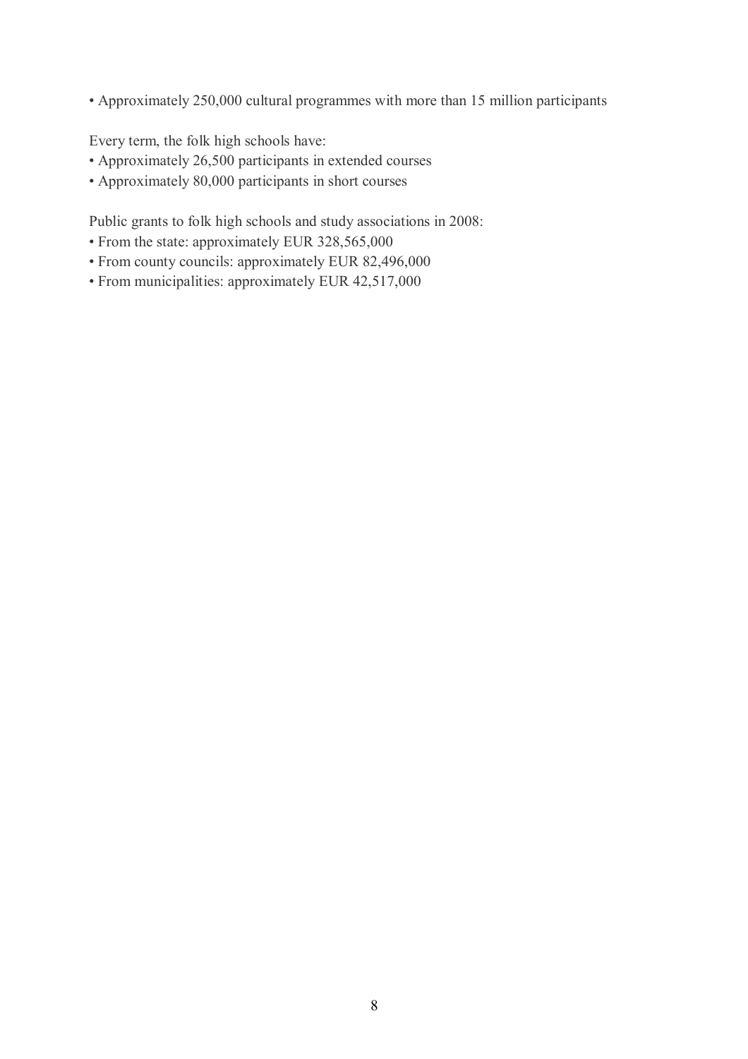- Approximately 250,000 cultural programmes with more than 15 million participants

Every term, the folk high schools have:

- Approximately 26,500 participants in extended courses
- Approximately 80,000 participants in short courses

Public grants to folk high schools and study associations in 2008:

- From the state: approximately EUR 328,565,000
- From county councils: approximately EUR 82,496,000
- From municipalities: approximately EUR 42,517,000